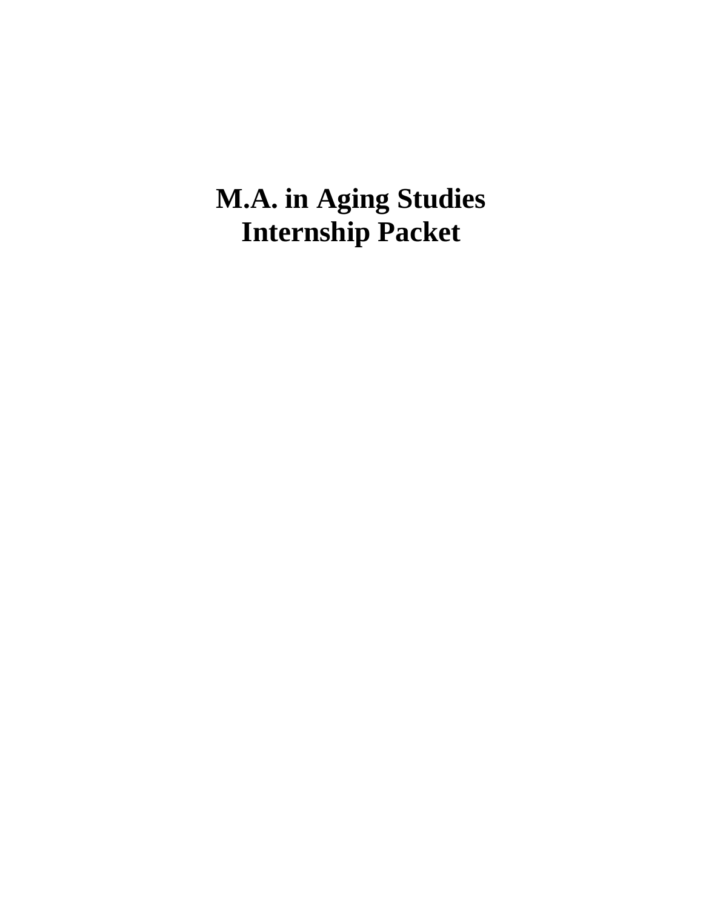# M.A. in Aging Studies
# Internship Packet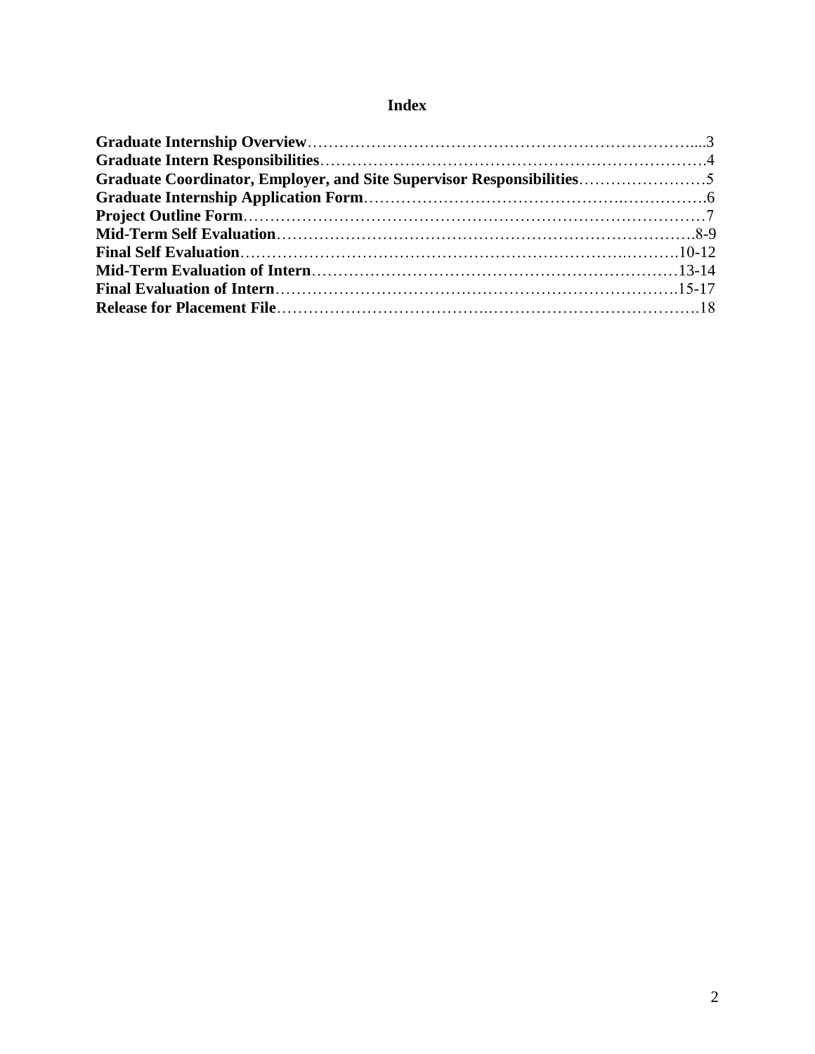# Index

| | |
|---|---|
| **Graduate Internship Overview** | 3 |
| **Graduate Intern Responsibilities** | 4 |
| **Graduate Coordinator, Employer, and Site Supervisor Responsibilities** | 5 |
| **Graduate Internship Application Form** | 6 |
| **Project Outline Form** | 7 |
| **Mid-Term Self Evaluation** | 8-9 |
| **Final Self Evaluation** | 10-12 |
| **Mid-Term Evaluation of Intern** | 13-14 |
| **Final Evaluation of Intern** | 15-17 |
| **Release for Placement File** | 18 |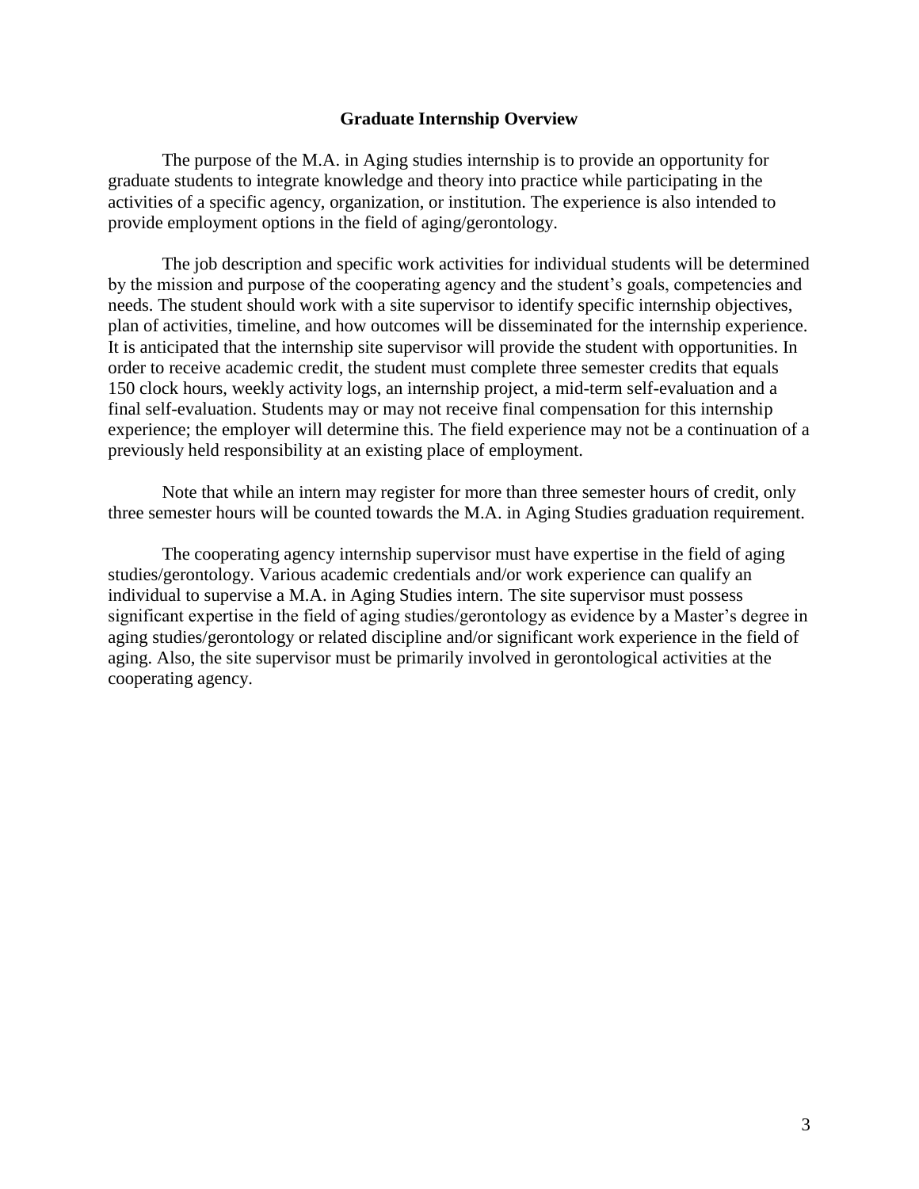## Graduate Internship Overview

The purpose of the M.A. in Aging studies internship is to provide an opportunity for graduate students to integrate knowledge and theory into practice while participating in the activities of a specific agency, organization, or institution. The experience is also intended to provide employment options in the field of aging/gerontology.

The job description and specific work activities for individual students will be determined by the mission and purpose of the cooperating agency and the student's goals, competencies and needs. The student should work with a site supervisor to identify specific internship objectives, plan of activities, timeline, and how outcomes will be disseminated for the internship experience. It is anticipated that the internship site supervisor will provide the student with opportunities. In order to receive academic credit, the student must complete three semester credits that equals 150 clock hours, weekly activity logs, an internship project, a mid-term self-evaluation and a final self-evaluation. Students may or may not receive final compensation for this internship experience; the employer will determine this. The field experience may not be a continuation of a previously held responsibility at an existing place of employment.

Note that while an intern may register for more than three semester hours of credit, only three semester hours will be counted towards the M.A. in Aging Studies graduation requirement.

The cooperating agency internship supervisor must have expertise in the field of aging studies/gerontology. Various academic credentials and/or work experience can qualify an individual to supervise a M.A. in Aging Studies intern. The site supervisor must possess significant expertise in the field of aging studies/gerontology as evidence by a Master's degree in aging studies/gerontology or related discipline and/or significant work experience in the field of aging. Also, the site supervisor must be primarily involved in gerontological activities at the cooperating agency.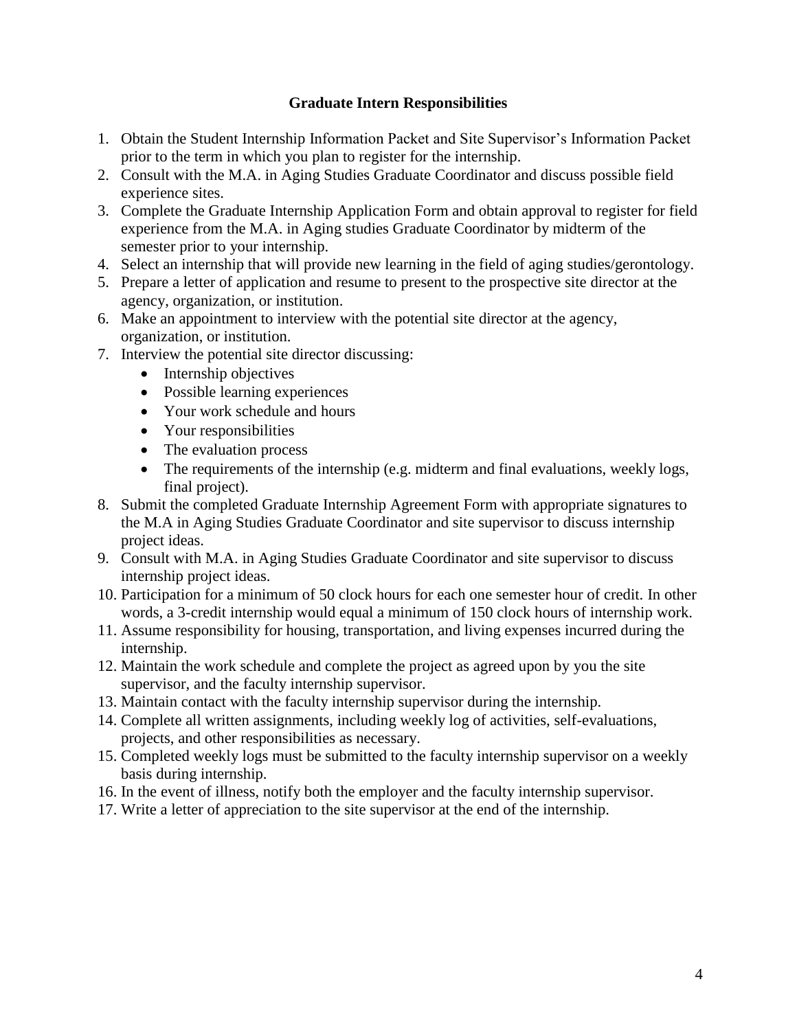## Graduate Intern Responsibilities

1. Obtain the Student Internship Information Packet and Site Supervisor's Information Packet prior to the term in which you plan to register for the internship.
2. Consult with the M.A. in Aging Studies Graduate Coordinator and discuss possible field experience sites.
3. Complete the Graduate Internship Application Form and obtain approval to register for field experience from the M.A. in Aging studies Graduate Coordinator by midterm of the semester prior to your internship.
4. Select an internship that will provide new learning in the field of aging studies/gerontology.
5. Prepare a letter of application and resume to present to the prospective site director at the agency, organization, or institution.
6. Make an appointment to interview with the potential site director at the agency, organization, or institution.
7. Interview the potential site director discussing:
   - Internship objectives
   - Possible learning experiences
   - Your work schedule and hours
   - Your responsibilities
   - The evaluation process
   - The requirements of the internship (e.g. midterm and final evaluations, weekly logs, final project).
8. Submit the completed Graduate Internship Agreement Form with appropriate signatures to the M.A in Aging Studies Graduate Coordinator and site supervisor to discuss internship project ideas.
9. Consult with M.A. in Aging Studies Graduate Coordinator and site supervisor to discuss internship project ideas.
10. Participation for a minimum of 50 clock hours for each one semester hour of credit. In other words, a 3-credit internship would equal a minimum of 150 clock hours of internship work.
11. Assume responsibility for housing, transportation, and living expenses incurred during the internship.
12. Maintain the work schedule and complete the project as agreed upon by you the site supervisor, and the faculty internship supervisor.
13. Maintain contact with the faculty internship supervisor during the internship.
14. Complete all written assignments, including weekly log of activities, self-evaluations, projects, and other responsibilities as necessary.
15. Completed weekly logs must be submitted to the faculty internship supervisor on a weekly basis during internship.
16. In the event of illness, notify both the employer and the faculty internship supervisor.
17. Write a letter of appreciation to the site supervisor at the end of the internship.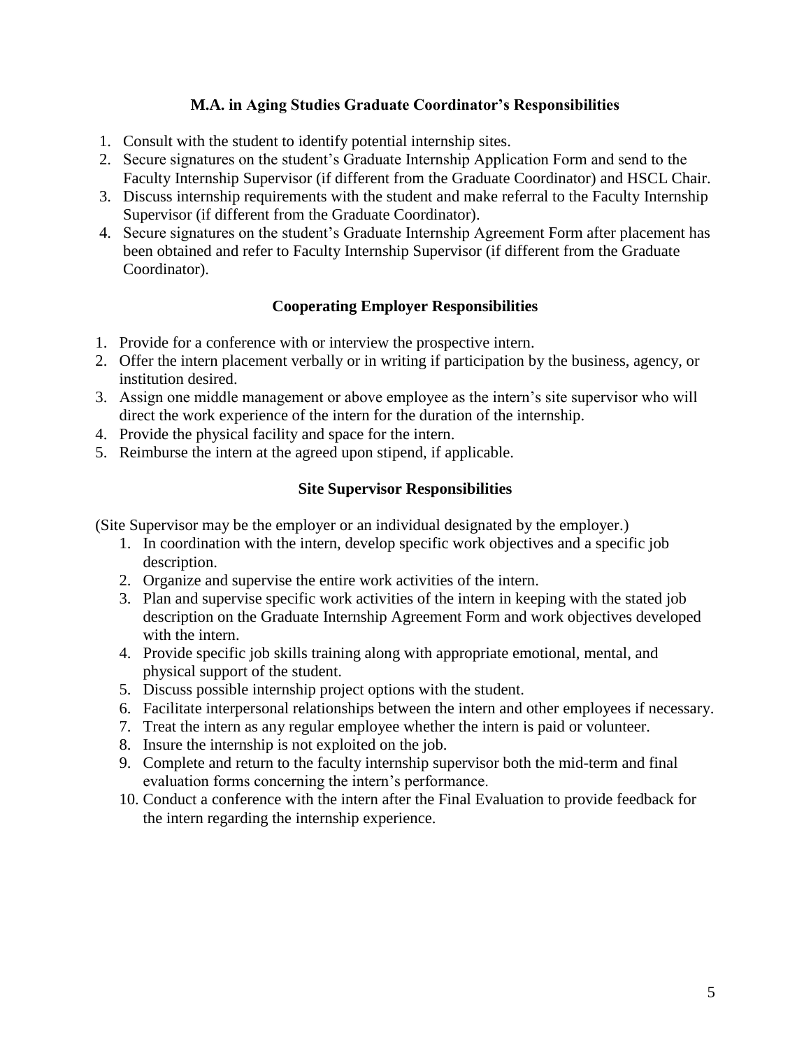### M.A. in Aging Studies Graduate Coordinator's Responsibilities

1. Consult with the student to identify potential internship sites.
2. Secure signatures on the student's Graduate Internship Application Form and send to the Faculty Internship Supervisor (if different from the Graduate Coordinator) and HSCL Chair.
3. Discuss internship requirements with the student and make referral to the Faculty Internship Supervisor (if different from the Graduate Coordinator).
4. Secure signatures on the student's Graduate Internship Agreement Form after placement has been obtained and refer to Faculty Internship Supervisor (if different from the Graduate Coordinator).

### Cooperating Employer Responsibilities

1. Provide for a conference with or interview the prospective intern.
2. Offer the intern placement verbally or in writing if participation by the business, agency, or institution desired.
3. Assign one middle management or above employee as the intern's site supervisor who will direct the work experience of the intern for the duration of the internship.
4. Provide the physical facility and space for the intern.
5. Reimburse the intern at the agreed upon stipend, if applicable.

### Site Supervisor Responsibilities

(Site Supervisor may be the employer or an individual designated by the employer.)

1. In coordination with the intern, develop specific work objectives and a specific job description.
2. Organize and supervise the entire work activities of the intern.
3. Plan and supervise specific work activities of the intern in keeping with the stated job description on the Graduate Internship Agreement Form and work objectives developed with the intern.
4. Provide specific job skills training along with appropriate emotional, mental, and physical support of the student.
5. Discuss possible internship project options with the student.
6. Facilitate interpersonal relationships between the intern and other employees if necessary.
7. Treat the intern as any regular employee whether the intern is paid or volunteer.
8. Insure the internship is not exploited on the job.
9. Complete and return to the faculty internship supervisor both the mid-term and final evaluation forms concerning the intern's performance.
10. Conduct a conference with the intern after the Final Evaluation to provide feedback for the intern regarding the internship experience.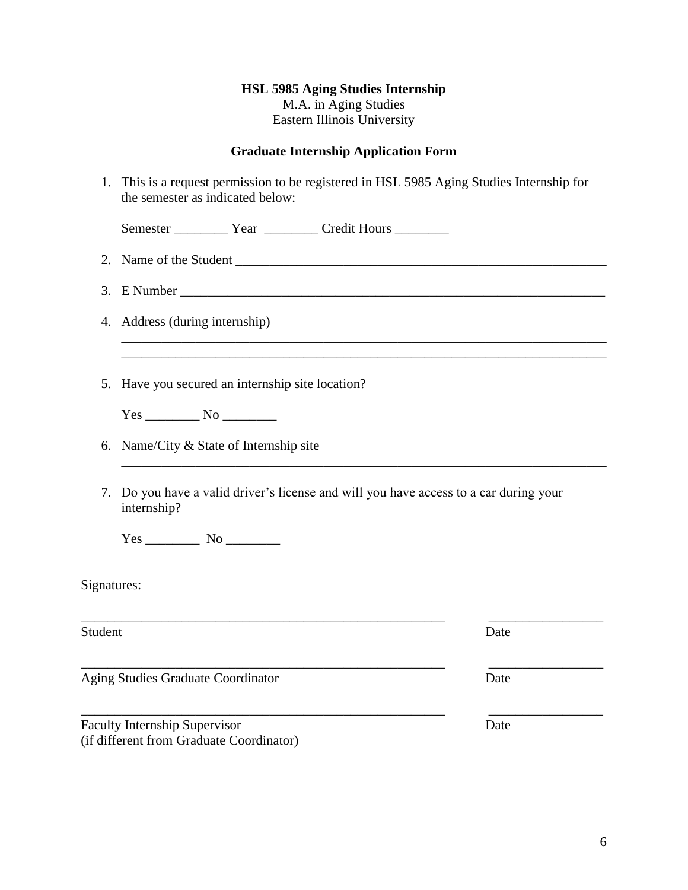**HSL 5985 Aging Studies Internship**
M.A. in Aging Studies
Eastern Illinois University

**Graduate Internship Application Form**

1. This is a request permission to be registered in HSL 5985 Aging Studies Internship for the semester as indicated below:

   Semester ________ Year ________ Credit Hours ________

2. Name of the Student ___________________________________________________________

3. E Number _________________________________________________________________

4. Address (during internship)

   ___________________________________________________________________________

   ___________________________________________________________________________

5. Have you secured an internship site location?

   Yes ________ No ________

6. Name/City & State of Internship site

   ___________________________________________________________________________

7. Do you have a valid driver's license and will you have access to a car during your internship?

   Yes ________ No ________

Signatures:

_______________________________________________________ _________________
Student Date

_______________________________________________________ _________________
Aging Studies Graduate Coordinator Date

_______________________________________________________ _________________
Faculty Internship Supervisor Date
(if different from Graduate Coordinator)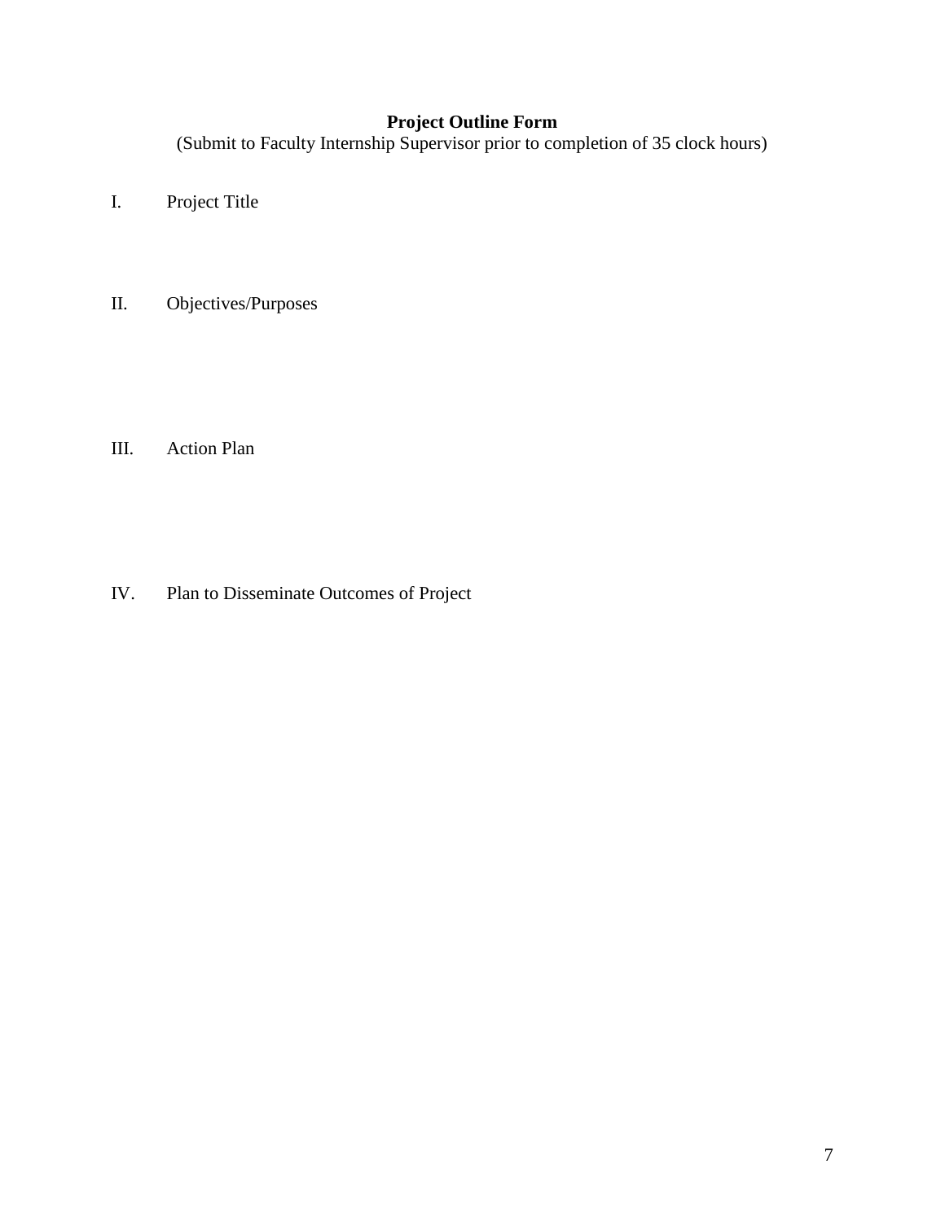**Project Outline Form**

(Submit to Faculty Internship Supervisor prior to completion of 35 clock hours)

I. Project Title

II. Objectives/Purposes

III. Action Plan

IV. Plan to Disseminate Outcomes of Project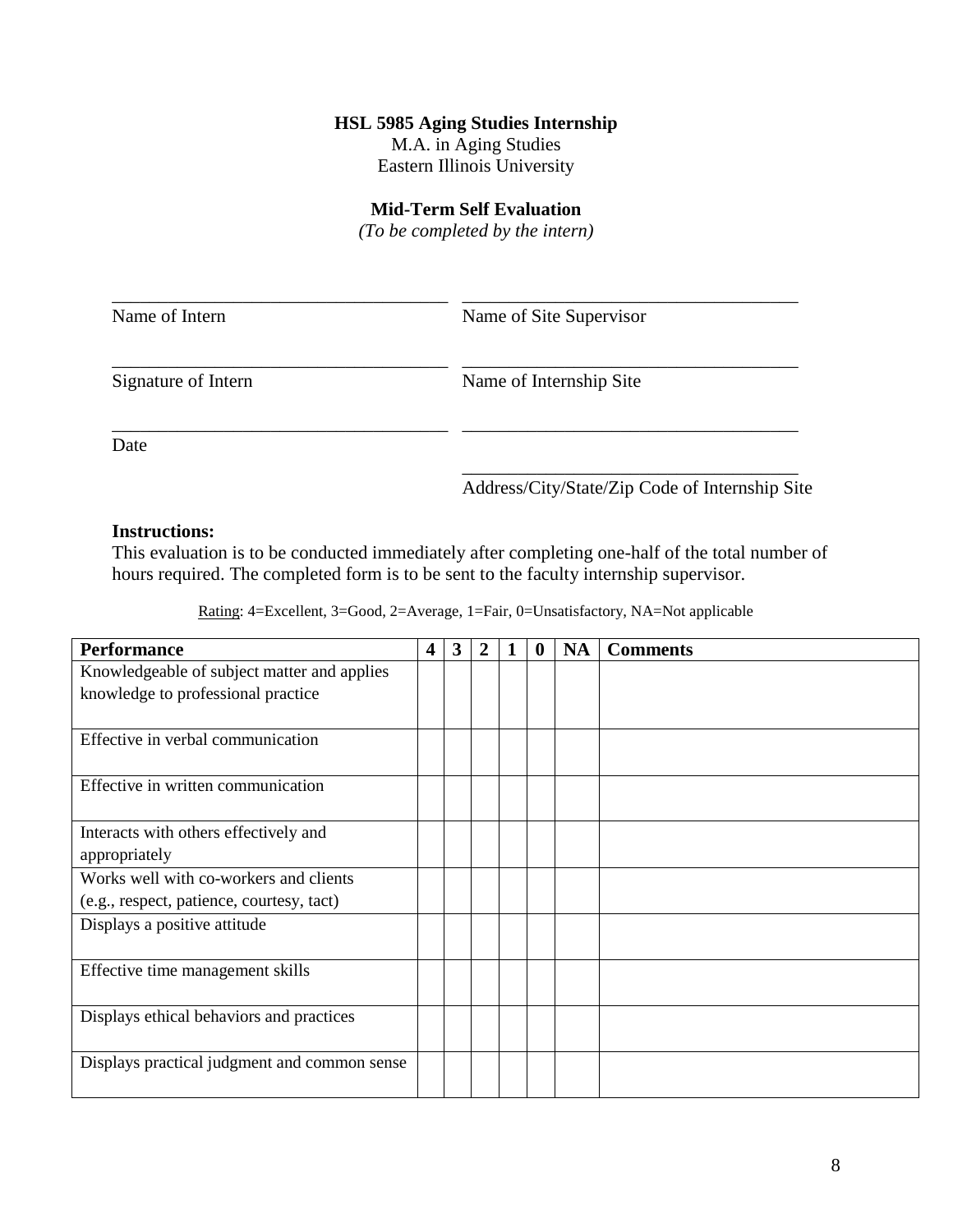**HSL 5985 Aging Studies Internship**
M.A. in Aging Studies
Eastern Illinois University

**Mid-Term Self Evaluation**
*(To be completed by the intern)*

| | |
|---|---|
| ___________________________ | ___________________________ |
| Name of Intern | Name of Site Supervisor |
| ___________________________ | ___________________________ |
| Signature of Intern | Name of Internship Site |
| ___________________________ | ___________________________ |
| Date | |
| | ___________________________ |
| | Address/City/State/Zip Code of Internship Site |

**Instructions:**
This evaluation is to be conducted immediately after completing one-half of the total number of hours required. The completed form is to be sent to the faculty internship supervisor.

Rating: 4=Excellent, 3=Good, 2=Average, 1=Fair, 0=Unsatisfactory, NA=Not applicable

| Performance | 4 | 3 | 2 | 1 | 0 | NA | Comments |
|---|---|---|---|---|---|---|---|
| Knowledgeable of subject matter and applies knowledge to professional practice | | | | | | | |
| Effective in verbal communication | | | | | | | |
| Effective in written communication | | | | | | | |
| Interacts with others effectively and appropriately | | | | | | | |
| Works well with co-workers and clients (e.g., respect, patience, courtesy, tact) | | | | | | | |
| Displays a positive attitude | | | | | | | |
| Effective time management skills | | | | | | | |
| Displays ethical behaviors and practices | | | | | | | |
| Displays practical judgment and common sense | | | | | | | |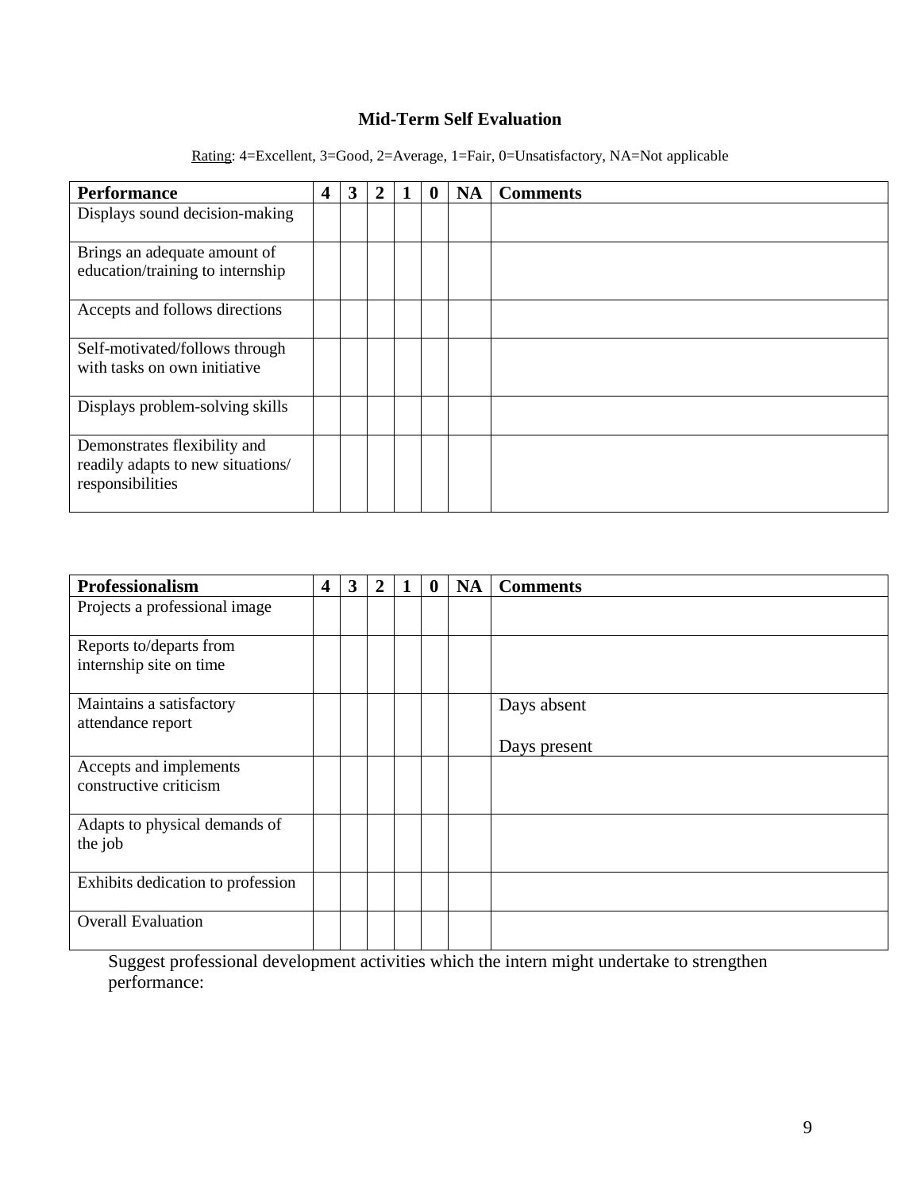## Mid-Term Self Evaluation

Rating: 4=Excellent, 3=Good, 2=Average, 1=Fair, 0=Unsatisfactory, NA=Not applicable

| Performance | 4 | 3 | 2 | 1 | 0 | NA | Comments |
|---|---|---|---|---|---|---|---|
| Displays sound decision-making | | | | | | | |
| Brings an adequate amount of education/training to internship | | | | | | | |
| Accepts and follows directions | | | | | | | |
| Self-motivated/follows through with tasks on own initiative | | | | | | | |
| Displays problem-solving skills | | | | | | | |
| Demonstrates flexibility and readily adapts to new situations/ responsibilities | | | | | | | |

| Professionalism | 4 | 3 | 2 | 1 | 0 | NA | Comments |
|---|---|---|---|---|---|---|---|
| Projects a professional image | | | | | | | |
| Reports to/departs from internship site on time | | | | | | | |
| Maintains a satisfactory attendance report | | | | | | | Days absent<br>Days present |
| Accepts and implements constructive criticism | | | | | | | |
| Adapts to physical demands of the job | | | | | | | |
| Exhibits dedication to profession | | | | | | | |
| Overall Evaluation | | | | | | | |

Suggest professional development activities which the intern might undertake to strengthen performance: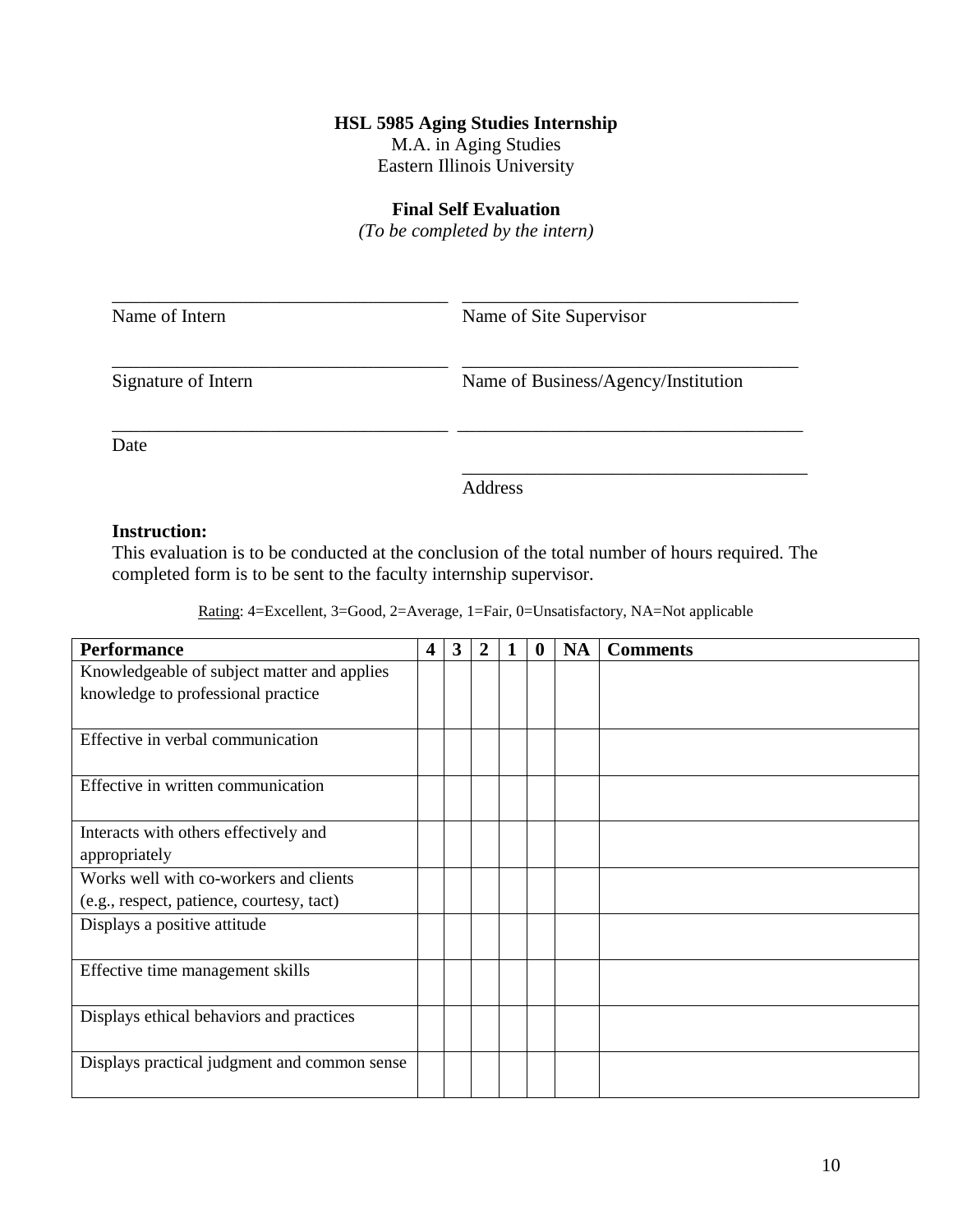**HSL 5985 Aging Studies Internship**
M.A. in Aging Studies
Eastern Illinois University

**Final Self Evaluation**
*(To be completed by the intern)*

____________________________________ ____________________________________
Name of Intern Name of Site Supervisor

____________________________________ ____________________________________
Signature of Intern Name of Business/Agency/Institution

____________________________________ ____________________________________
Date

____________________________________
Address

**Instruction:**
This evaluation is to be conducted at the conclusion of the total number of hours required. The completed form is to be sent to the faculty internship supervisor.

Rating: 4=Excellent, 3=Good, 2=Average, 1=Fair, 0=Unsatisfactory, NA=Not applicable

| **Performance** | **4** | **3** | **2** | **1** | **0** | **NA** | **Comments** |
|---|---|---|---|---|---|---|---|
| Knowledgeable of subject matter and applies knowledge to professional practice | | | | | | | |
| Effective in verbal communication | | | | | | | |
| Effective in written communication | | | | | | | |
| Interacts with others effectively and appropriately | | | | | | | |
| Works well with co-workers and clients (e.g., respect, patience, courtesy, tact) | | | | | | | |
| Displays a positive attitude | | | | | | | |
| Effective time management skills | | | | | | | |
| Displays ethical behaviors and practices | | | | | | | |
| Displays practical judgment and common sense | | | | | | | |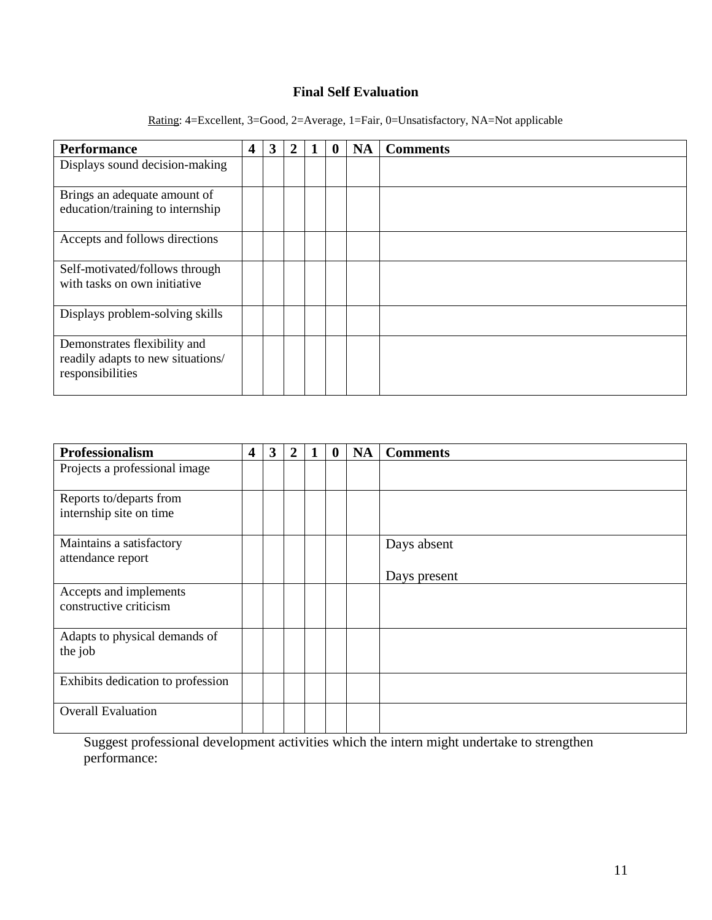# Final Self Evaluation

Rating: 4=Excellent, 3=Good, 2=Average, 1=Fair, 0=Unsatisfactory, NA=Not applicable

| Performance | 4 | 3 | 2 | 1 | 0 | NA | Comments |
|---|---|---|---|---|---|---|---|
| Displays sound decision-making | | | | | | | |
| Brings an adequate amount of education/training to internship | | | | | | | |
| Accepts and follows directions | | | | | | | |
| Self-motivated/follows through with tasks on own initiative | | | | | | | |
| Displays problem-solving skills | | | | | | | |
| Demonstrates flexibility and readily adapts to new situations/ responsibilities | | | | | | | |

| Professionalism | 4 | 3 | 2 | 1 | 0 | NA | Comments |
|---|---|---|---|---|---|---|---|
| Projects a professional image | | | | | | | |
| Reports to/departs from internship site on time | | | | | | | |
| Maintains a satisfactory attendance report | | | | | | | Days absent<br><br>Days present |
| Accepts and implements constructive criticism | | | | | | | |
| Adapts to physical demands of the job | | | | | | | |
| Exhibits dedication to profession | | | | | | | |
| Overall Evaluation | | | | | | | |

Suggest professional development activities which the intern might undertake to strengthen performance: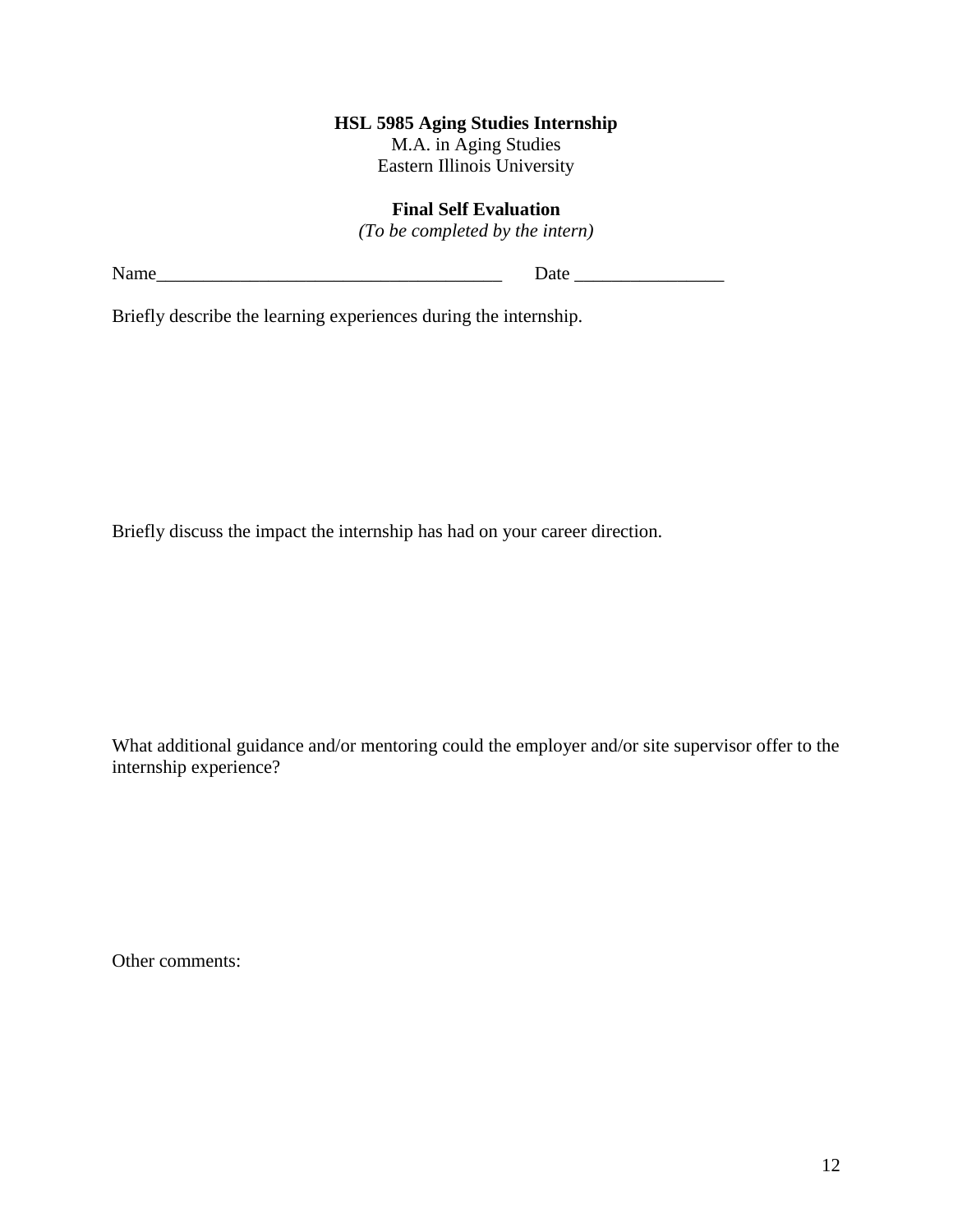**HSL 5985 Aging Studies Internship**
M.A. in Aging Studies
Eastern Illinois University

**Final Self Evaluation**
*(To be completed by the intern)*

Name_____________________________________ Date ________________

Briefly describe the learning experiences during the internship.

Briefly discuss the impact the internship has had on your career direction.

What additional guidance and/or mentoring could the employer and/or site supervisor offer to the internship experience?

Other comments: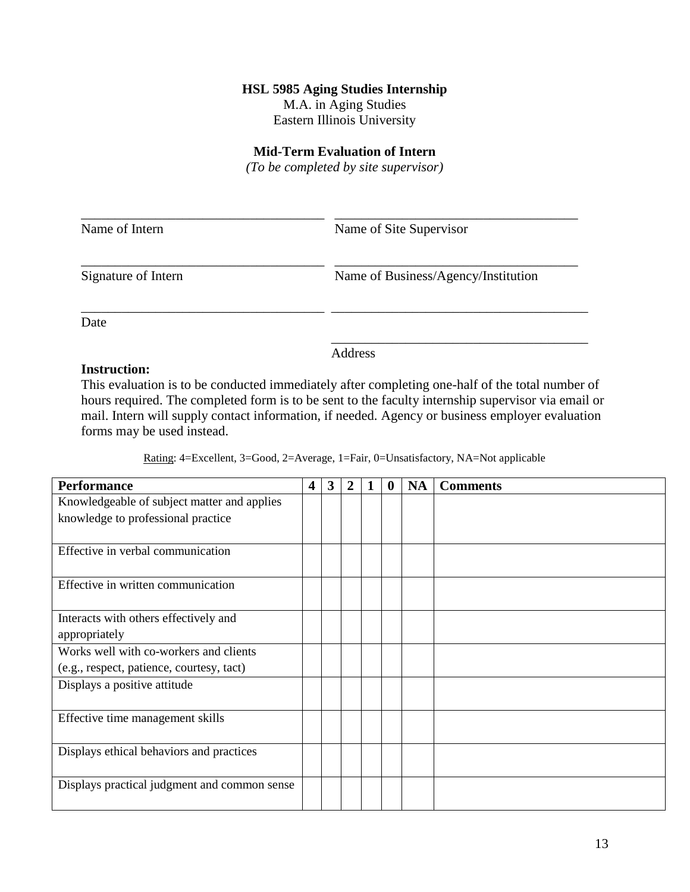**HSL 5985 Aging Studies Internship**
M.A. in Aging Studies
Eastern Illinois University

**Mid-Term Evaluation of Intern**
*(To be completed by site supervisor)*

_____________________________________ _____________________________________
Name of Intern Name of Site Supervisor

_____________________________________ _____________________________________
Signature of Intern Name of Business/Agency/Institution

_____________________________________ _____________________________________
Date

_____________________________________
Address

**Instruction:**
This evaluation is to be conducted immediately after completing one-half of the total number of hours required. The completed form is to be sent to the faculty internship supervisor via email or mail. Intern will supply contact information, if needed. Agency or business employer evaluation forms may be used instead.

Rating: 4=Excellent, 3=Good, 2=Average, 1=Fair, 0=Unsatisfactory, NA=Not applicable

| **Performance** | **4** | **3** | **2** | **1** | **0** | **NA** | **Comments** |
|---|---|---|---|---|---|---|---|
| Knowledgeable of subject matter and applies knowledge to professional practice | | | | | | | |
| Effective in verbal communication | | | | | | | |
| Effective in written communication | | | | | | | |
| Interacts with others effectively and appropriately | | | | | | | |
| Works well with co-workers and clients (e.g., respect, patience, courtesy, tact) | | | | | | | |
| Displays a positive attitude | | | | | | | |
| Effective time management skills | | | | | | | |
| Displays ethical behaviors and practices | | | | | | | |
| Displays practical judgment and common sense | | | | | | | |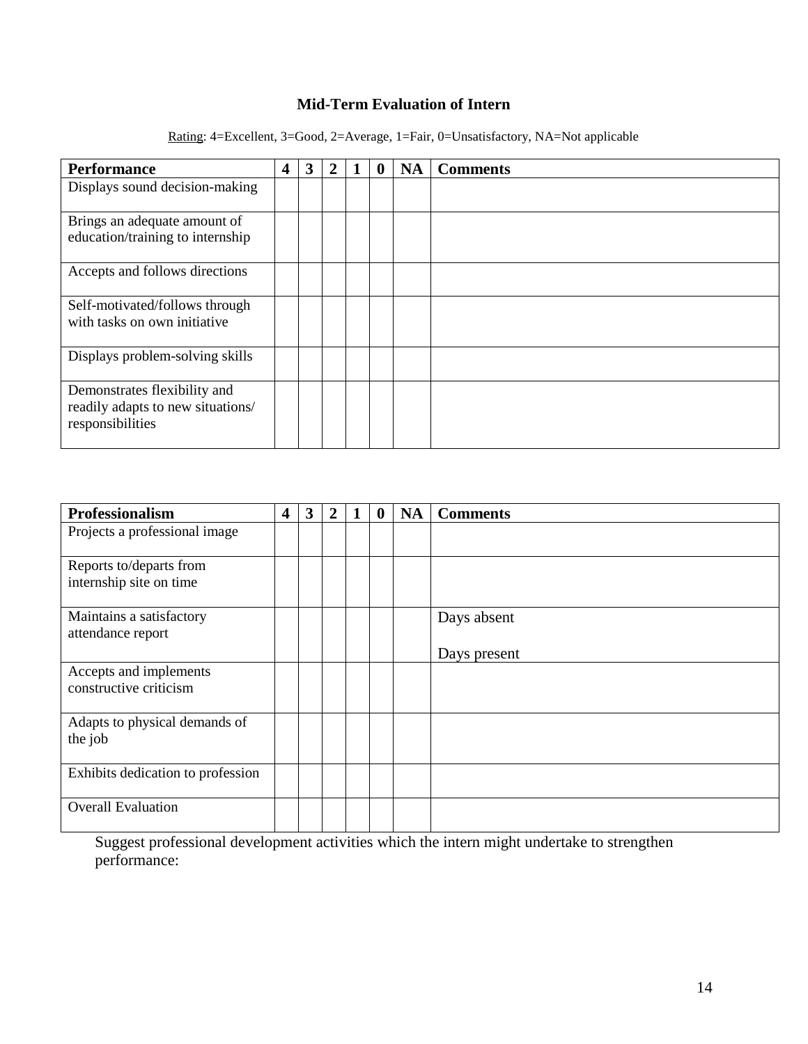# Mid-Term Evaluation of Intern

Rating: 4=Excellent, 3=Good, 2=Average, 1=Fair, 0=Unsatisfactory, NA=Not applicable

| **Performance** | **4** | **3** | **2** | **1** | **0** | **NA** | **Comments** |
|---|---|---|---|---|---|---|---|
| Displays sound decision-making | | | | | | | |
| Brings an adequate amount of education/training to internship | | | | | | | |
| Accepts and follows directions | | | | | | | |
| Self-motivated/follows through with tasks on own initiative | | | | | | | |
| Displays problem-solving skills | | | | | | | |
| Demonstrates flexibility and readily adapts to new situations/ responsibilities | | | | | | | |

| **Professionalism** | **4** | **3** | **2** | **1** | **0** | **NA** | **Comments** |
|---|---|---|---|---|---|---|---|
| Projects a professional image | | | | | | | |
| Reports to/departs from internship site on time | | | | | | | |
| Maintains a satisfactory attendance report | | | | | | | Days absent<br>Days present |
| Accepts and implements constructive criticism | | | | | | | |
| Adapts to physical demands of the job | | | | | | | |
| Exhibits dedication to profession | | | | | | | |
| Overall Evaluation | | | | | | | |

Suggest professional development activities which the intern might undertake to strengthen performance: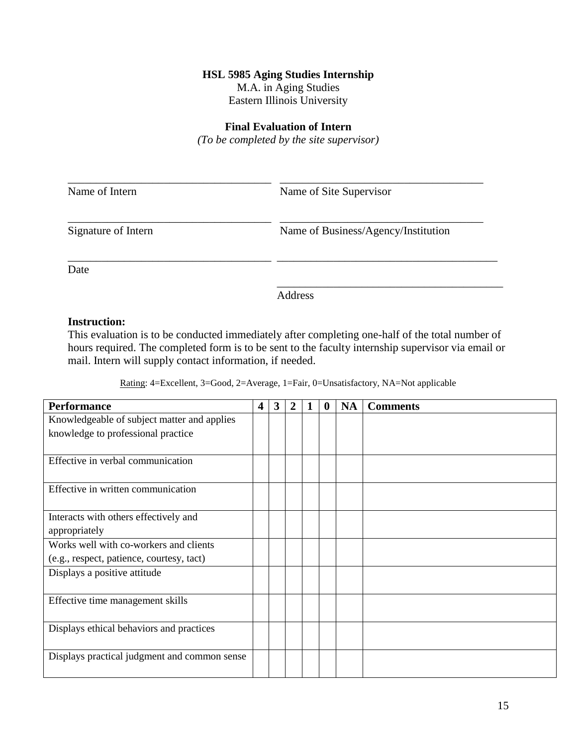**HSL 5985 Aging Studies Internship**
M.A. in Aging Studies
Eastern Illinois University

**Final Evaluation of Intern**
*(To be completed by the site supervisor)*

\_\_\_\_\_\_\_\_\_\_\_\_\_\_\_\_\_\_\_\_\_\_\_\_\_\_\_\_\_\_\_\_\_\_\_\_ \_\_\_\_\_\_\_\_\_\_\_\_\_\_\_\_\_\_\_\_\_\_\_\_\_\_\_\_\_\_\_\_\_\_\_\_
Name of Intern Name of Site Supervisor

\_\_\_\_\_\_\_\_\_\_\_\_\_\_\_\_\_\_\_\_\_\_\_\_\_\_\_\_\_\_\_\_\_\_\_\_ \_\_\_\_\_\_\_\_\_\_\_\_\_\_\_\_\_\_\_\_\_\_\_\_\_\_\_\_\_\_\_\_\_\_\_\_
Signature of Intern Name of Business/Agency/Institution

\_\_\_\_\_\_\_\_\_\_\_\_\_\_\_\_\_\_\_\_\_\_\_\_\_\_\_\_\_\_\_\_\_\_\_\_ \_\_\_\_\_\_\_\_\_\_\_\_\_\_\_\_\_\_\_\_\_\_\_\_\_\_\_\_\_\_\_\_\_\_\_\_\_\_\_\_
Date

\_\_\_\_\_\_\_\_\_\_\_\_\_\_\_\_\_\_\_\_\_\_\_\_\_\_\_\_\_\_\_\_\_\_\_\_\_\_\_\_
Address

**Instruction:**
This evaluation is to be conducted immediately after completing one-half of the total number of hours required. The completed form is to be sent to the faculty internship supervisor via email or mail. Intern will supply contact information, if needed.

Rating: 4=Excellent, 3=Good, 2=Average, 1=Fair, 0=Unsatisfactory, NA=Not applicable

| **Performance** | **4** | **3** | **2** | **1** | **0** | **NA** | **Comments** |
|---|---|---|---|---|---|---|---|
| Knowledgeable of subject matter and applies knowledge to professional practice | | | | | | | |
| Effective in verbal communication | | | | | | | |
| Effective in written communication | | | | | | | |
| Interacts with others effectively and appropriately | | | | | | | |
| Works well with co-workers and clients (e.g., respect, patience, courtesy, tact) | | | | | | | |
| Displays a positive attitude | | | | | | | |
| Effective time management skills | | | | | | | |
| Displays ethical behaviors and practices | | | | | | | |
| Displays practical judgment and common sense | | | | | | | |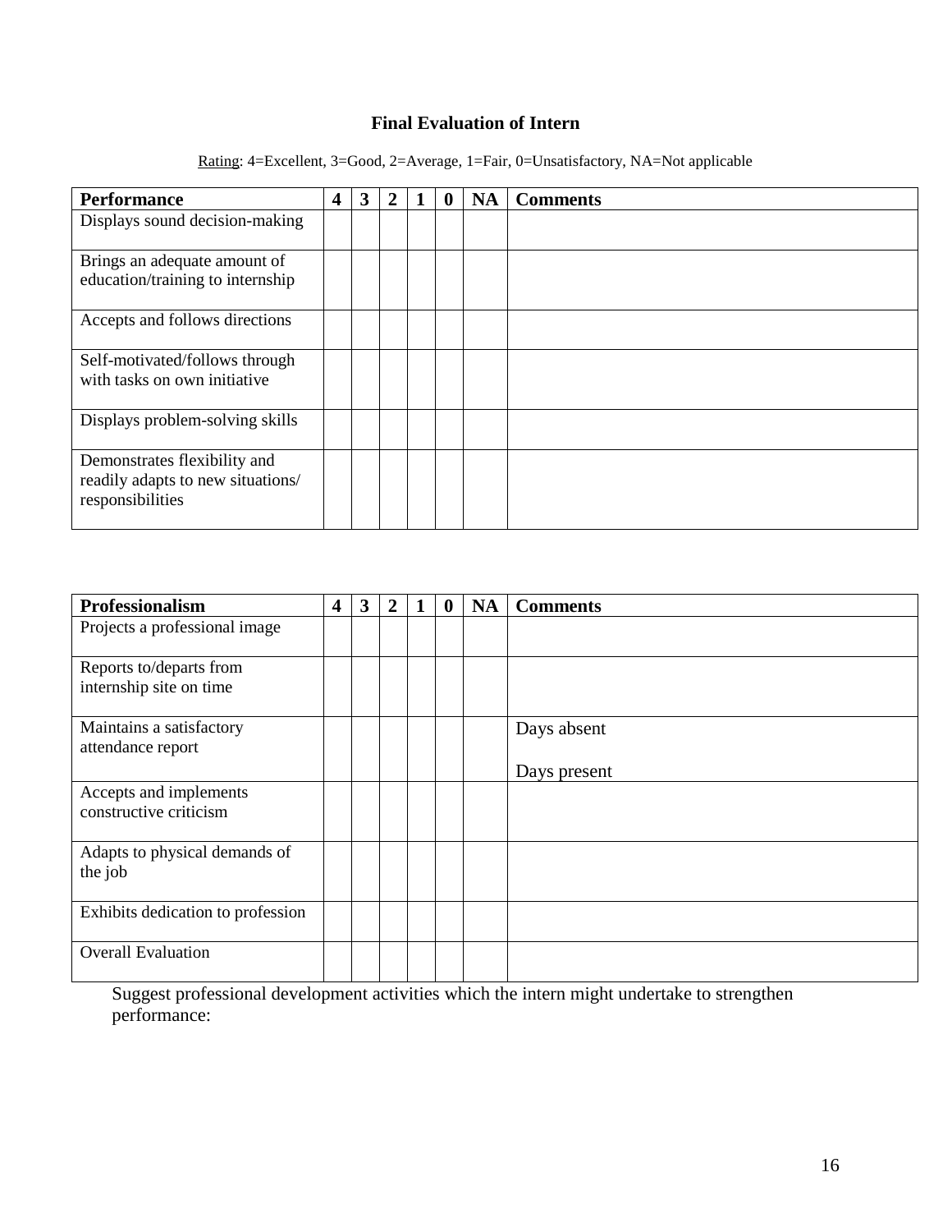**Final Evaluation of Intern**

Rating: 4=Excellent, 3=Good, 2=Average, 1=Fair, 0=Unsatisfactory, NA=Not applicable

| Performance | 4 | 3 | 2 | 1 | 0 | NA | Comments |
|---|---|---|---|---|---|---|---|
| Displays sound decision-making | | | | | | | |
| Brings an adequate amount of education/training to internship | | | | | | | |
| Accepts and follows directions | | | | | | | |
| Self-motivated/follows through with tasks on own initiative | | | | | | | |
| Displays problem-solving skills | | | | | | | |
| Demonstrates flexibility and readily adapts to new situations/ responsibilities | | | | | | | |

| Professionalism | 4 | 3 | 2 | 1 | 0 | NA | Comments |
|---|---|---|---|---|---|---|---|
| Projects a professional image | | | | | | | |
| Reports to/departs from internship site on time | | | | | | | |
| Maintains a satisfactory attendance report | | | | | | | Days absent<br>Days present |
| Accepts and implements constructive criticism | | | | | | | |
| Adapts to physical demands of the job | | | | | | | |
| Exhibits dedication to profession | | | | | | | |
| Overall Evaluation | | | | | | | |

Suggest professional development activities which the intern might undertake to strengthen performance: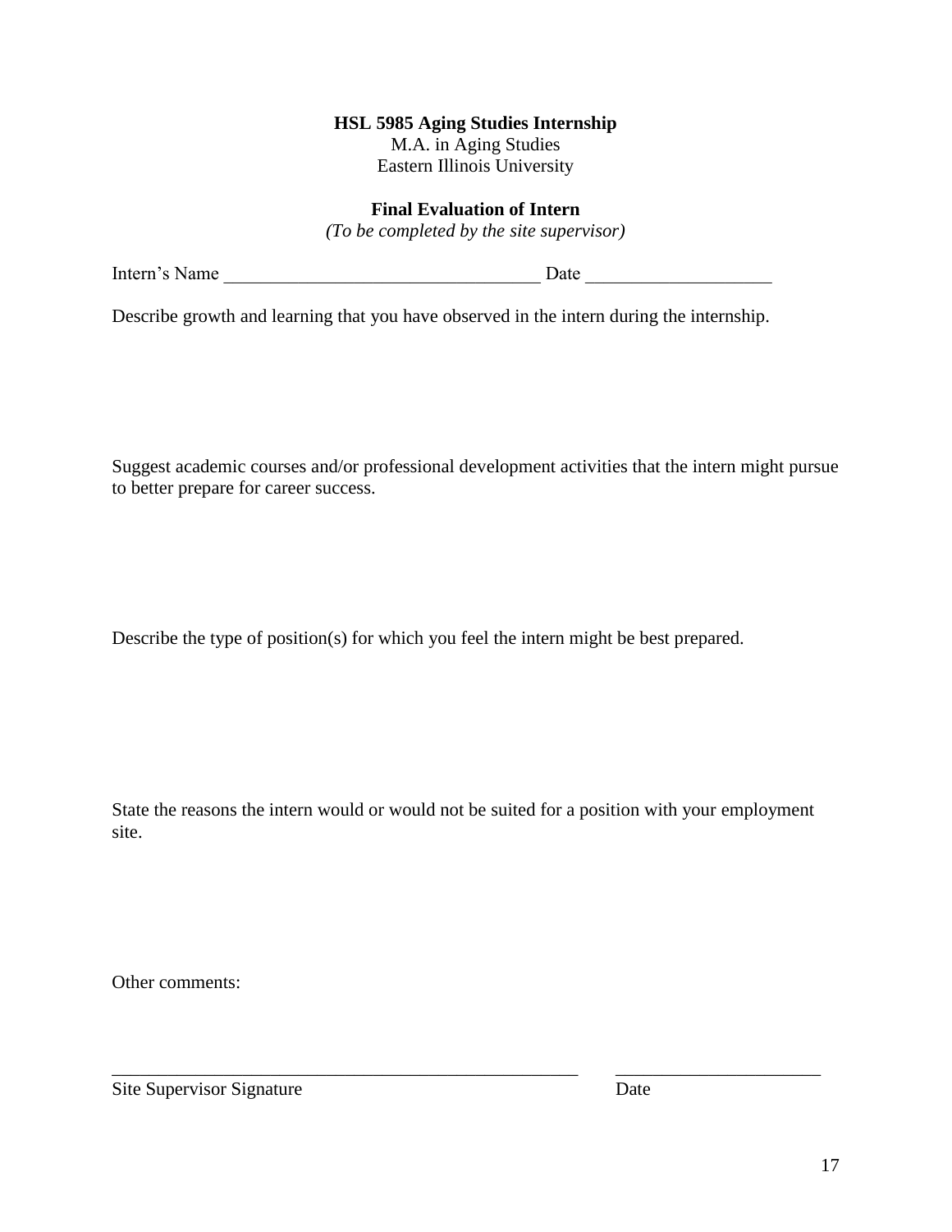**HSL 5985 Aging Studies Internship**
M.A. in Aging Studies
Eastern Illinois University

**Final Evaluation of Intern**
*(To be completed by the site supervisor)*

Intern's Name __________________________________ Date ____________________

Describe growth and learning that you have observed in the intern during the internship.

Suggest academic courses and/or professional development activities that the intern might pursue to better prepare for career success.

Describe the type of position(s) for which you feel the intern might be best prepared.

State the reasons the intern would or would not be suited for a position with your employment site.

Other comments:

_____________________________________________________ ______________________
Site Supervisor Signature Date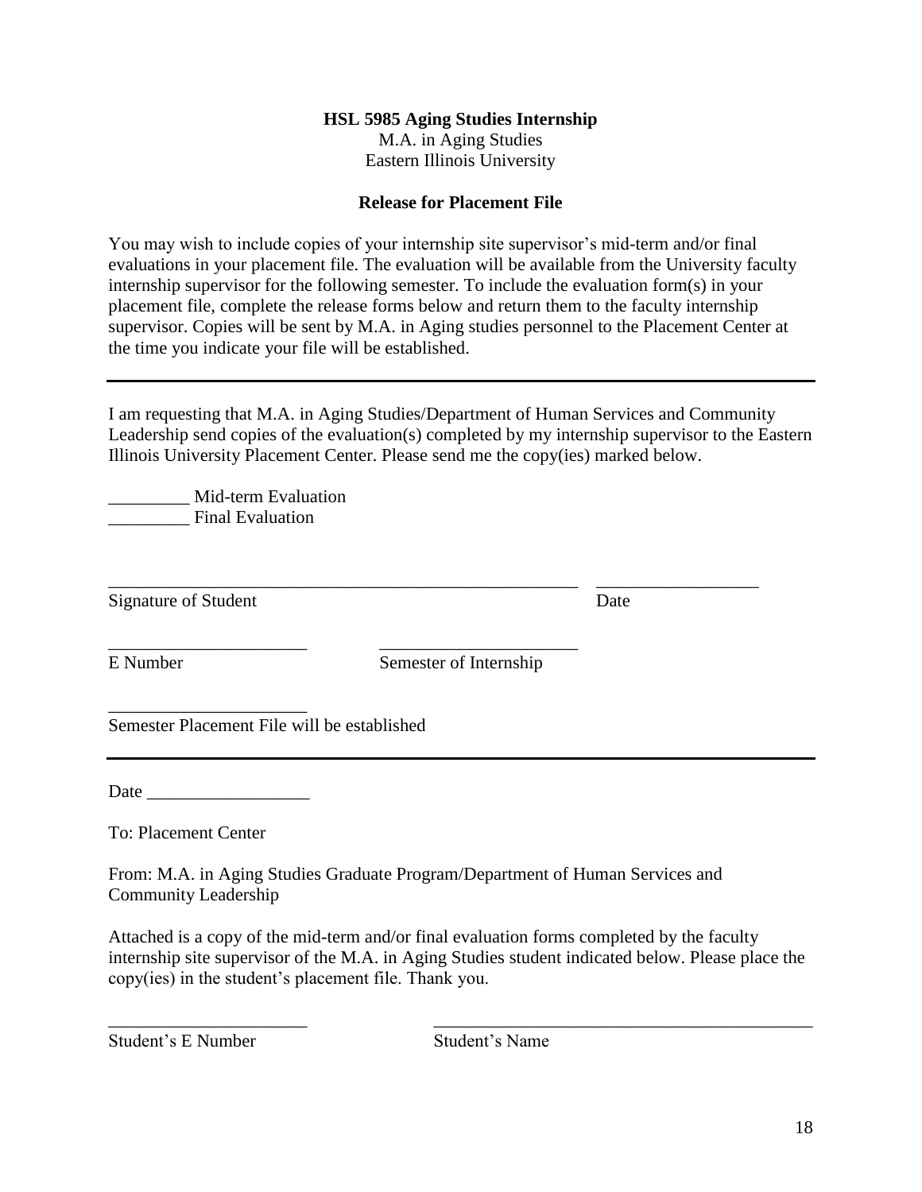**HSL 5985 Aging Studies Internship**
M.A. in Aging Studies
Eastern Illinois University

**Release for Placement File**

You may wish to include copies of your internship site supervisor's mid-term and/or final evaluations in your placement file. The evaluation will be available from the University faculty internship supervisor for the following semester. To include the evaluation form(s) in your placement file, complete the release forms below and return them to the faculty internship supervisor. Copies will be sent by M.A. in Aging studies personnel to the Placement Center at the time you indicate your file will be established.

---

I am requesting that M.A. in Aging Studies/Department of Human Services and Community Leadership send copies of the evaluation(s) completed by my internship supervisor to the Eastern Illinois University Placement Center. Please send me the copy(ies) marked below.

_________ Mid-term Evaluation
_________ Final Evaluation

_______________________________________________________ ________________
Signature of Student Date

_______________________ _______________________
E Number Semester of Internship

_______________________
Semester Placement File will be established

---

Date __________________

To: Placement Center

From: M.A. in Aging Studies Graduate Program/Department of Human Services and Community Leadership

Attached is a copy of the mid-term and/or final evaluation forms completed by the faculty internship site supervisor of the M.A. in Aging Studies student indicated below. Please place the copy(ies) in the student's placement file. Thank you.

_______________________ ____________________________________________
Student's E Number Student's Name